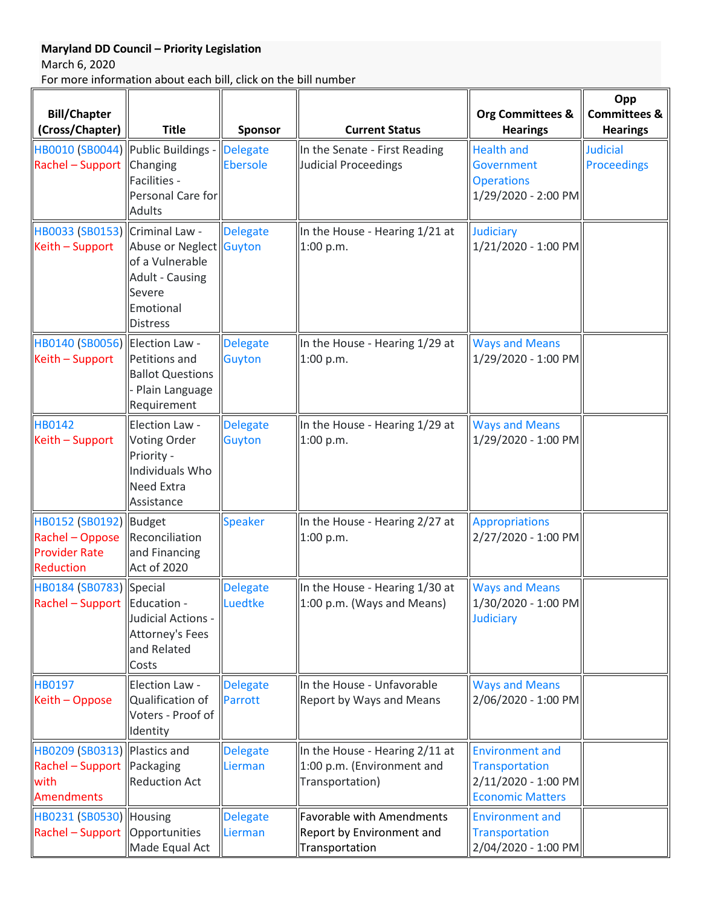**Maryland DD Council – Priority Legislation**

March 6, 2020

For more information about each bill, click on the bill number

| Bill/Chapter (Cross/Chapter) | Title | Sponsor | Current Status | Org Committees & Hearings | Opp Committees & Hearings |
|---|---|---|---|---|---|
| HB0010 (SB0044) Rachel – Support | Public Buildings - Changing Facilities - Personal Care for Adults | Delegate Ebersole | In the Senate - First Reading Judicial Proceedings | Health and Government Operations 1/29/2020 - 2:00 PM | Judicial Proceedings |
| HB0033 (SB0153) Keith – Support | Criminal Law - Abuse or Neglect of a Vulnerable Adult - Causing Severe Emotional Distress | Delegate Guyton | In the House - Hearing 1/21 at 1:00 p.m. | Judiciary 1/21/2020 - 1:00 PM | |
| HB0140 (SB0056) Keith – Support | Election Law - Petitions and Ballot Questions - Plain Language Requirement | Delegate Guyton | In the House - Hearing 1/29 at 1:00 p.m. | Ways and Means 1/29/2020 - 1:00 PM | |
| HB0142 Keith – Support | Election Law - Voting Order Priority - Individuals Who Need Extra Assistance | Delegate Guyton | In the House - Hearing 1/29 at 1:00 p.m. | Ways and Means 1/29/2020 - 1:00 PM | |
| HB0152 (SB0192) Rachel – Oppose Provider Rate Reduction | Budget Reconciliation and Financing Act of 2020 | Speaker | In the House - Hearing 2/27 at 1:00 p.m. | Appropriations 2/27/2020 - 1:00 PM | |
| HB0184 (SB0783) Rachel – Support | Special Education - Judicial Actions - Attorney's Fees and Related Costs | Delegate Luedtke | In the House - Hearing 1/30 at 1:00 p.m. (Ways and Means) | Ways and Means 1/30/2020 - 1:00 PM Judiciary | |
| HB0197 Keith – Oppose | Election Law - Qualification of Voters - Proof of Identity | Delegate Parrott | In the House - Unfavorable Report by Ways and Means | Ways and Means 2/06/2020 - 1:00 PM | |
| HB0209 (SB0313) Rachel – Support with Amendments | Plastics and Packaging Reduction Act | Delegate Lierman | In the House - Hearing 2/11 at 1:00 p.m. (Environment and Transportation) | Environment and Transportation 2/11/2020 - 1:00 PM Economic Matters | |
| HB0231 (SB0530) Rachel – Support | Housing Opportunities Made Equal Act | Delegate Lierman | Favorable with Amendments Report by Environment and Transportation | Environment and Transportation 2/04/2020 - 1:00 PM | |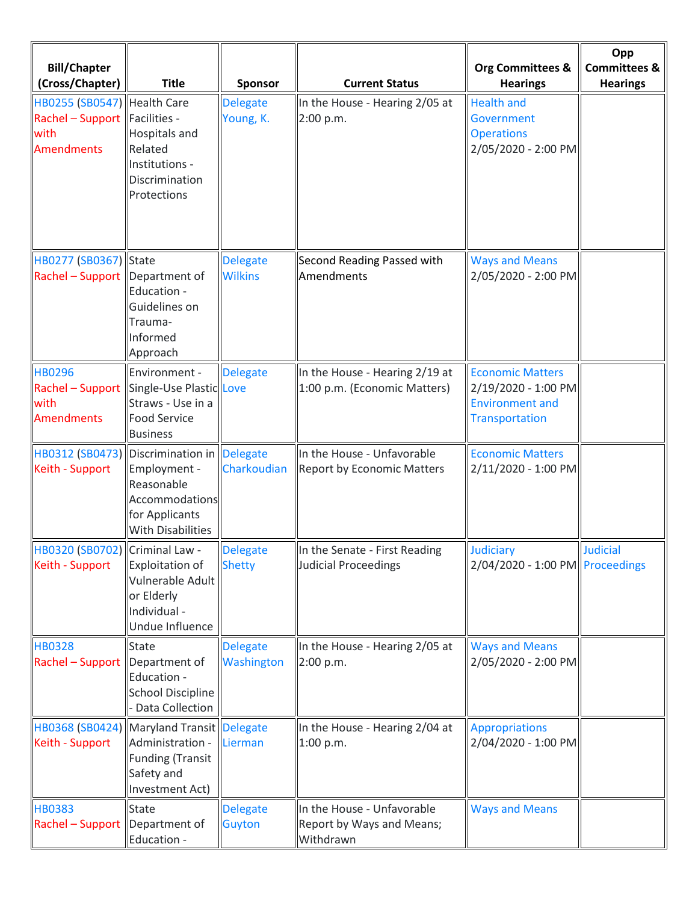| Bill/Chapter (Cross/Chapter) | Title | Sponsor | Current Status | Org Committees & Hearings | Opp Committees & Hearings |
|---|---|---|---|---|---|
| HB0255 (SB0547) Rachel – Support with Amendments | Health Care Facilities - Hospitals and Related Institutions - Discrimination Protections | Delegate Young, K. | In the House - Hearing 2/05 at 2:00 p.m. | Health and Government Operations 2/05/2020 - 2:00 PM | |
| HB0277 (SB0367) Rachel – Support | State Department of Education - Guidelines on Trauma-Informed Approach | Delegate Wilkins | Second Reading Passed with Amendments | Ways and Means 2/05/2020 - 2:00 PM | |
| HB0296 Rachel – Support with Amendments | Environment - Single-Use Plastic Straws - Use in a Food Service Business | Delegate Love | In the House - Hearing 2/19 at 1:00 p.m. (Economic Matters) | Economic Matters 2/19/2020 - 1:00 PM Environment and Transportation | |
| HB0312 (SB0473) Keith - Support | Discrimination in Employment - Reasonable Accommodations for Applicants With Disabilities | Delegate Charkoudian | In the House - Unfavorable Report by Economic Matters | Economic Matters 2/11/2020 - 1:00 PM | |
| HB0320 (SB0702) Keith - Support | Criminal Law - Exploitation of Vulnerable Adult or Elderly Individual - Undue Influence | Delegate Shetty | In the Senate - First Reading Judicial Proceedings | Judiciary 2/04/2020 - 1:00 PM | Judicial Proceedings |
| HB0328 Rachel – Support | State Department of Education - School Discipline - Data Collection | Delegate Washington | In the House - Hearing 2/05 at 2:00 p.m. | Ways and Means 2/05/2020 - 2:00 PM | |
| HB0368 (SB0424) Keith - Support | Maryland Transit Administration - Funding (Transit Safety and Investment Act) | Delegate Lierman | In the House - Hearing 2/04 at 1:00 p.m. | Appropriations 2/04/2020 - 1:00 PM | |
| HB0383 Rachel – Support | State Department of Education - | Delegate Guyton | In the House - Unfavorable Report by Ways and Means; Withdrawn | Ways and Means | |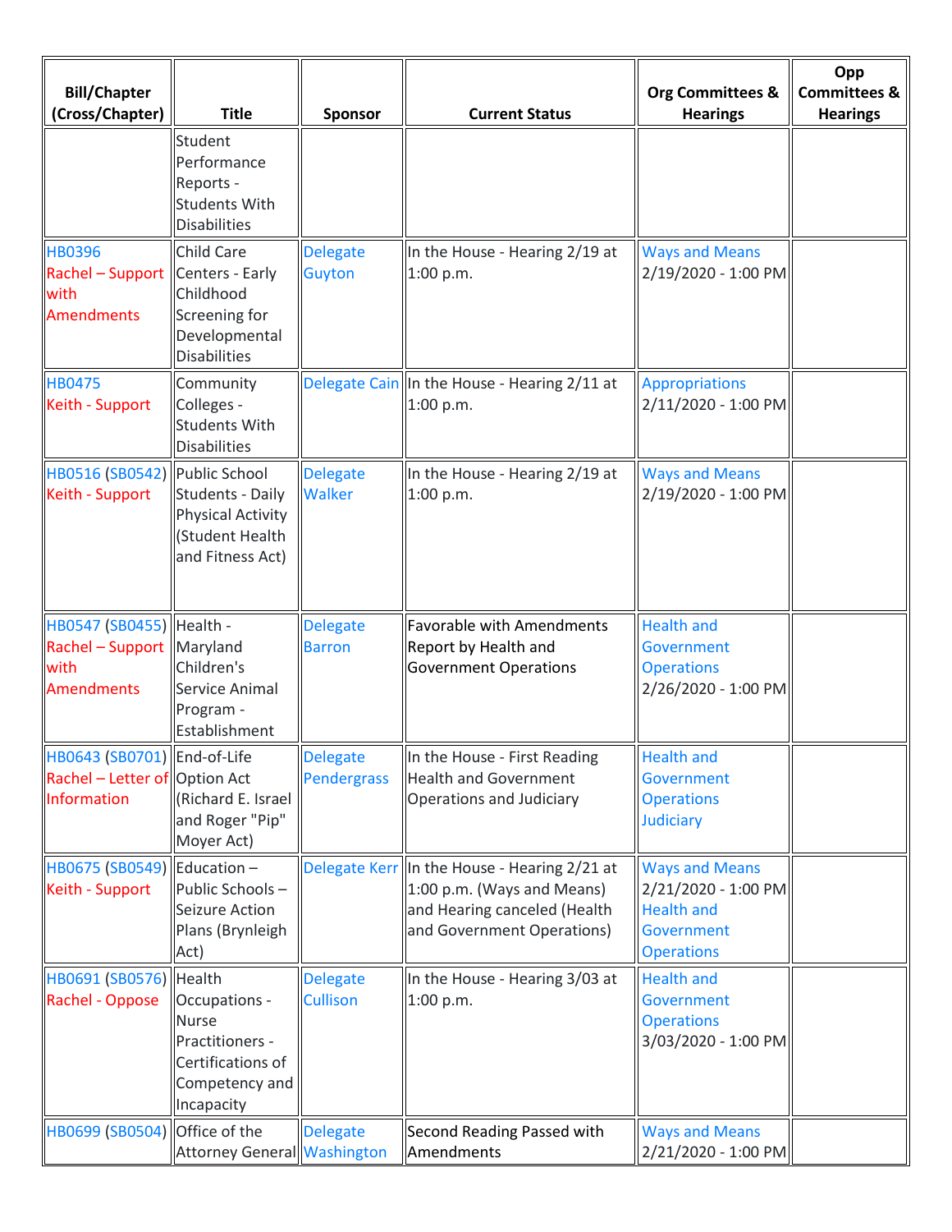| Bill/Chapter (Cross/Chapter) | Title | Sponsor | Current Status | Org Committees & Hearings | Opp Committees & Hearings |
|---|---|---|---|---|---|
| | Student Performance Reports - Students With Disabilities | | | | |
| HB0396 Rachel – Support with Amendments | Child Care Centers - Early Childhood Screening for Developmental Disabilities | Delegate Guyton | In the House - Hearing 2/19 at 1:00 p.m. | Ways and Means 2/19/2020 - 1:00 PM | |
| HB0475 Keith - Support | Community Colleges - Students With Disabilities | Delegate Cain | In the House - Hearing 2/11 at 1:00 p.m. | Appropriations 2/11/2020 - 1:00 PM | |
| HB0516 (SB0542) Keith - Support | Public School Students - Daily Physical Activity (Student Health and Fitness Act) | Delegate Walker | In the House - Hearing 2/19 at 1:00 p.m. | Ways and Means 2/19/2020 - 1:00 PM | |
| HB0547 (SB0455) Rachel – Support with Amendments | Health - Maryland Children's Service Animal Program - Establishment | Delegate Barron | Favorable with Amendments Report by Health and Government Operations | Health and Government Operations 2/26/2020 - 1:00 PM | |
| HB0643 (SB0701) Rachel – Letter of Information | End-of-Life Option Act (Richard E. Israel and Roger "Pip" Moyer Act) | Delegate Pendergrass | In the House - First Reading Health and Government Operations and Judiciary | Health and Government Operations Judiciary | |
| HB0675 (SB0549) Keith - Support | Education – Public Schools – Seizure Action Plans (Brynleigh Act) | Delegate Kerr | In the House - Hearing 2/21 at 1:00 p.m. (Ways and Means) and Hearing canceled (Health and Government Operations) | Ways and Means 2/21/2020 - 1:00 PM Health and Government Operations | |
| HB0691 (SB0576) Rachel - Oppose | Health Occupations - Nurse Practitioners - Certifications of Competency and Incapacity | Delegate Cullison | In the House - Hearing 3/03 at 1:00 p.m. | Health and Government Operations 3/03/2020 - 1:00 PM | |
| HB0699 (SB0504) | Office of the Attorney General | Delegate Washington | Second Reading Passed with Amendments | Ways and Means 2/21/2020 - 1:00 PM | |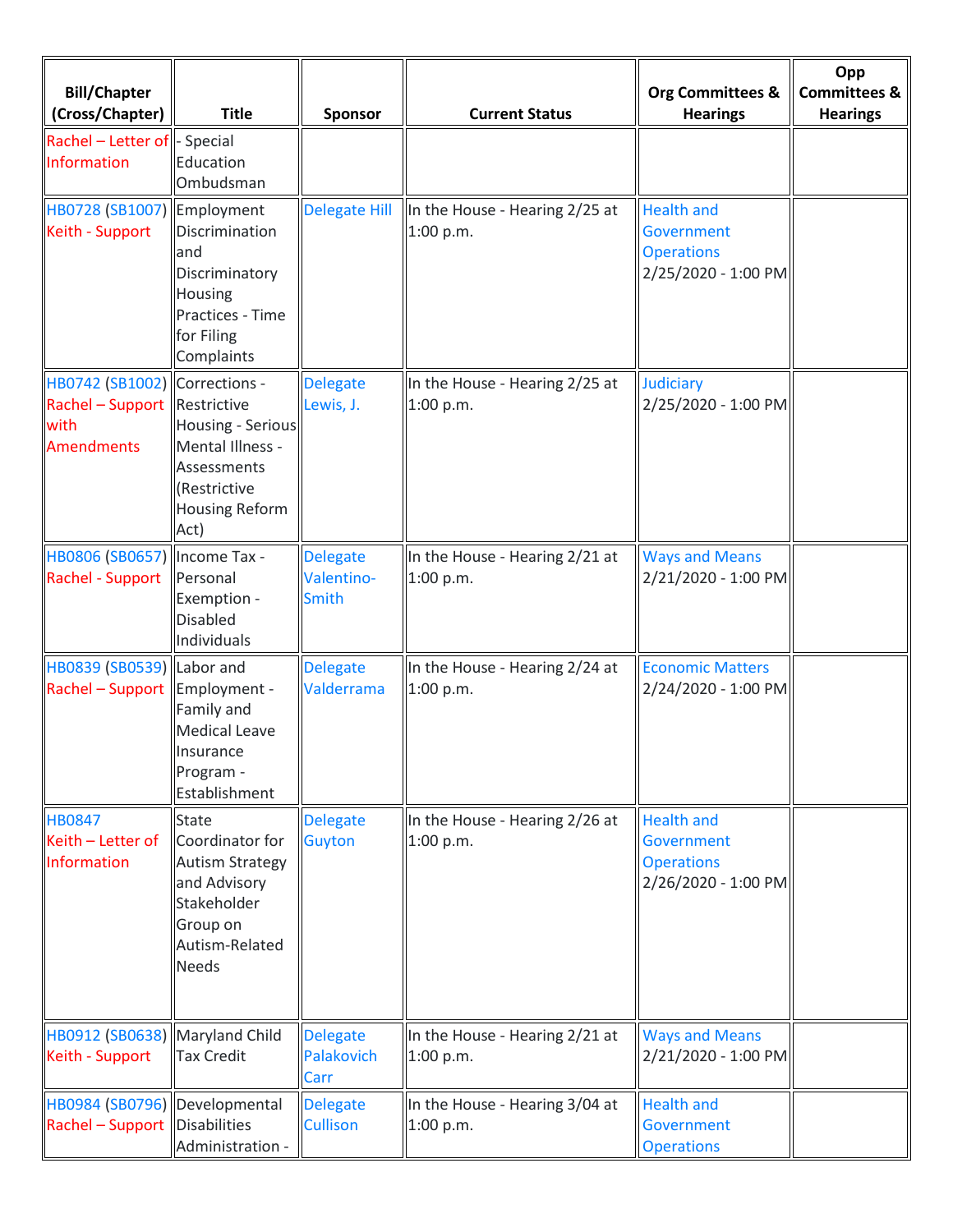| Bill/Chapter (Cross/Chapter) | Title | Sponsor | Current Status | Org Committees & Hearings | Opp Committees & Hearings |
|---|---|---|---|---|---|
| Rachel – Letter of Information | - Special Education Ombudsman | | | | |
| HB0728 (SB1007) Keith - Support | Employment Discrimination and Discriminatory Housing Practices - Time for Filing Complaints | Delegate Hill | In the House - Hearing 2/25 at 1:00 p.m. | Health and Government Operations 2/25/2020 - 1:00 PM | |
| HB0742 (SB1002) Rachel – Support with Amendments | Corrections - Restrictive Housing - Serious Mental Illness - Assessments (Restrictive Housing Reform Act) | Delegate Lewis, J. | In the House - Hearing 2/25 at 1:00 p.m. | Judiciary 2/25/2020 - 1:00 PM | |
| HB0806 (SB0657) Rachel - Support | Income Tax - Personal Exemption - Disabled Individuals | Delegate Valentino-Smith | In the House - Hearing 2/21 at 1:00 p.m. | Ways and Means 2/21/2020 - 1:00 PM | |
| HB0839 (SB0539) Rachel – Support | Labor and Employment - Family and Medical Leave Insurance Program - Establishment | Delegate Valderrama | In the House - Hearing 2/24 at 1:00 p.m. | Economic Matters 2/24/2020 - 1:00 PM | |
| HB0847 Keith – Letter of Information | State Coordinator for Autism Strategy and Advisory Stakeholder Group on Autism-Related Needs | Delegate Guyton | In the House - Hearing 2/26 at 1:00 p.m. | Health and Government Operations 2/26/2020 - 1:00 PM | |
| HB0912 (SB0638) Keith - Support | Maryland Child Tax Credit | Delegate Palakovich Carr | In the House - Hearing 2/21 at 1:00 p.m. | Ways and Means 2/21/2020 - 1:00 PM | |
| HB0984 (SB0796) Rachel – Support | Developmental Disabilities Administration - | Delegate Cullison | In the House - Hearing 3/04 at 1:00 p.m. | Health and Government Operations | |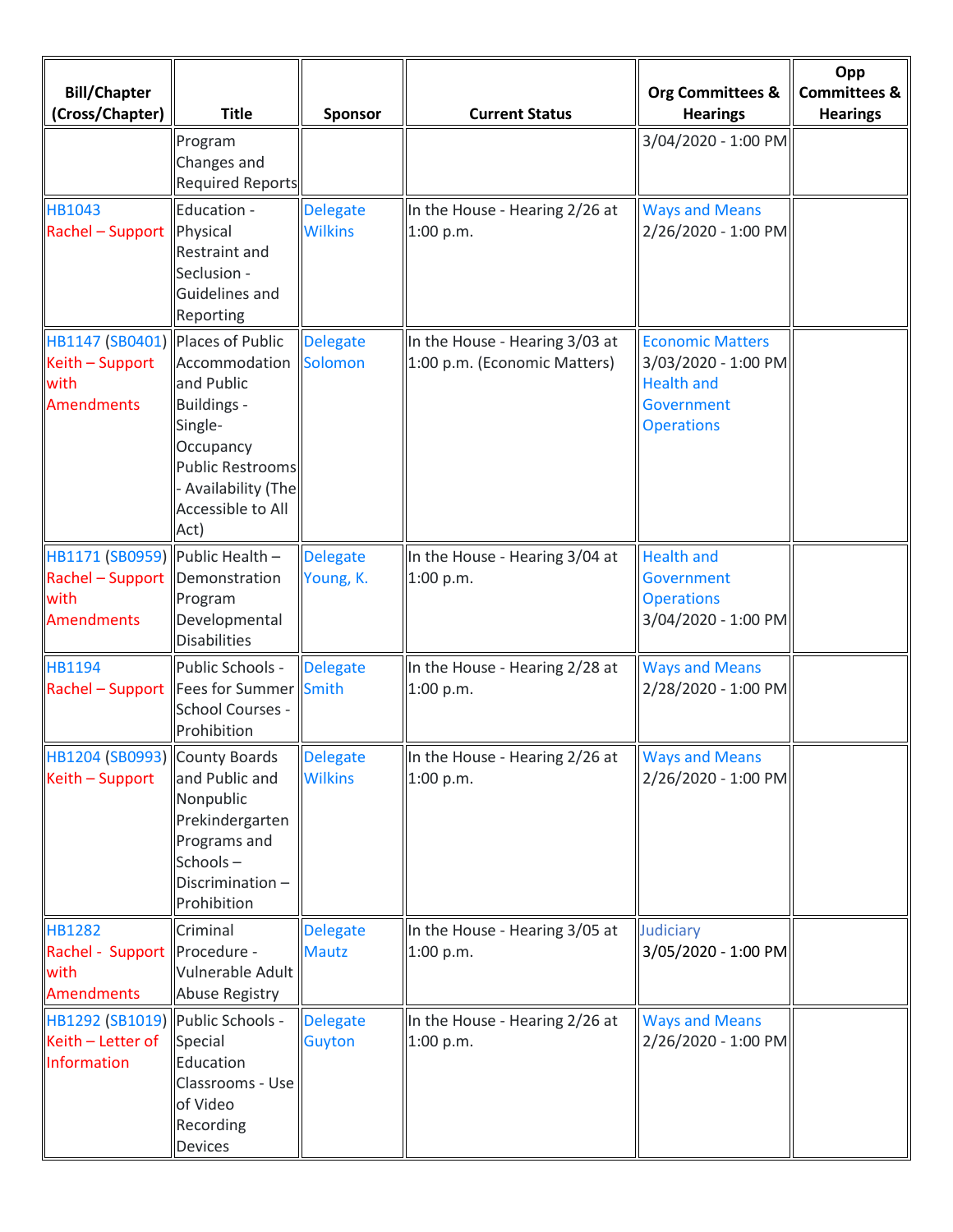| Bill/Chapter (Cross/Chapter) | Title | Sponsor | Current Status | Org Committees & Hearings | Opp Committees & Hearings |
|---|---|---|---|---|---|
| | Program Changes and Required Reports | | | 3/04/2020 - 1:00 PM | |
| HB1043 Rachel – Support | Education - Physical Restraint and Seclusion - Guidelines and Reporting | Delegate Wilkins | In the House - Hearing 2/26 at 1:00 p.m. | Ways and Means 2/26/2020 - 1:00 PM | |
| HB1147 (SB0401) Keith – Support with Amendments | Places of Public Accommodation and Public Buildings - Single-Occupancy Public Restrooms - Availability (The Accessible to All Act) | Delegate Solomon | In the House - Hearing 3/03 at 1:00 p.m. (Economic Matters) | Economic Matters 3/03/2020 - 1:00 PM Health and Government Operations | |
| HB1171 (SB0959) Rachel – Support with Amendments | Public Health – Demonstration Program Developmental Disabilities | Delegate Young, K. | In the House - Hearing 3/04 at 1:00 p.m. | Health and Government Operations 3/04/2020 - 1:00 PM | |
| HB1194 Rachel – Support | Public Schools - Fees for Summer School Courses - Prohibition | Delegate Smith | In the House - Hearing 2/28 at 1:00 p.m. | Ways and Means 2/28/2020 - 1:00 PM | |
| HB1204 (SB0993) Keith – Support | County Boards and Public and Nonpublic Prekindergarten Programs and Schools – Discrimination – Prohibition | Delegate Wilkins | In the House - Hearing 2/26 at 1:00 p.m. | Ways and Means 2/26/2020 - 1:00 PM | |
| HB1282 Rachel - Support with Amendments | Criminal Procedure - Vulnerable Adult Abuse Registry | Delegate Mautz | In the House - Hearing 3/05 at 1:00 p.m. | Judiciary 3/05/2020 - 1:00 PM | |
| HB1292 (SB1019) Keith – Letter of Information | Public Schools - Special Education Classrooms - Use of Video Recording Devices | Delegate Guyton | In the House - Hearing 2/26 at 1:00 p.m. | Ways and Means 2/26/2020 - 1:00 PM | |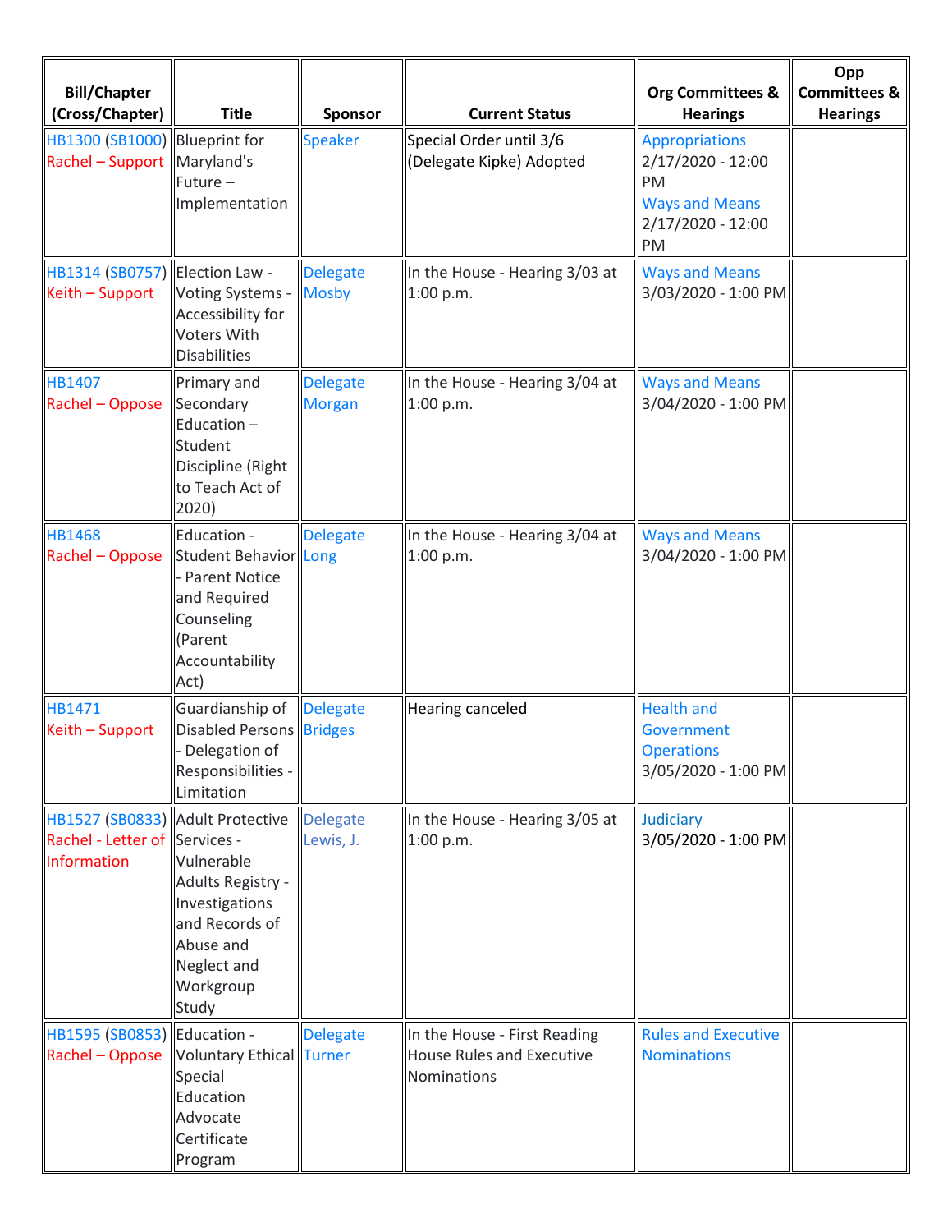| Bill/Chapter (Cross/Chapter) | Title | Sponsor | Current Status | Org Committees & Hearings | Opp Committees & Hearings |
|---|---|---|---|---|---|
| HB1300 (SB1000) Rachel – Support | Blueprint for Maryland's Future – Implementation | Speaker | Special Order until 3/6 (Delegate Kipke) Adopted | Appropriations 2/17/2020 - 12:00 PM Ways and Means 2/17/2020 - 12:00 PM | |
| HB1314 (SB0757) Keith – Support | Election Law - Voting Systems - Accessibility for Voters With Disabilities | Delegate Mosby | In the House - Hearing 3/03 at 1:00 p.m. | Ways and Means 3/03/2020 - 1:00 PM | |
| HB1407 Rachel – Oppose | Primary and Secondary Education – Student Discipline (Right to Teach Act of 2020) | Delegate Morgan | In the House - Hearing 3/04 at 1:00 p.m. | Ways and Means 3/04/2020 - 1:00 PM | |
| HB1468 Rachel – Oppose | Education - Student Behavior - Parent Notice and Required Counseling (Parent Accountability Act) | Delegate Long | In the House - Hearing 3/04 at 1:00 p.m. | Ways and Means 3/04/2020 - 1:00 PM | |
| HB1471 Keith – Support | Guardianship of Disabled Persons - Delegation of Responsibilities - Limitation | Delegate Bridges | Hearing canceled | Health and Government Operations 3/05/2020 - 1:00 PM | |
| HB1527 (SB0833) Rachel - Letter of Information | Adult Protective Services - Vulnerable Adults Registry - Investigations and Records of Abuse and Neglect and Workgroup Study | Delegate Lewis, J. | In the House - Hearing 3/05 at 1:00 p.m. | Judiciary 3/05/2020 - 1:00 PM | |
| HB1595 (SB0853) Rachel – Oppose | Education - Voluntary Ethical Special Education Advocate Certificate Program | Delegate Turner | In the House - First Reading House Rules and Executive Nominations | Rules and Executive Nominations | |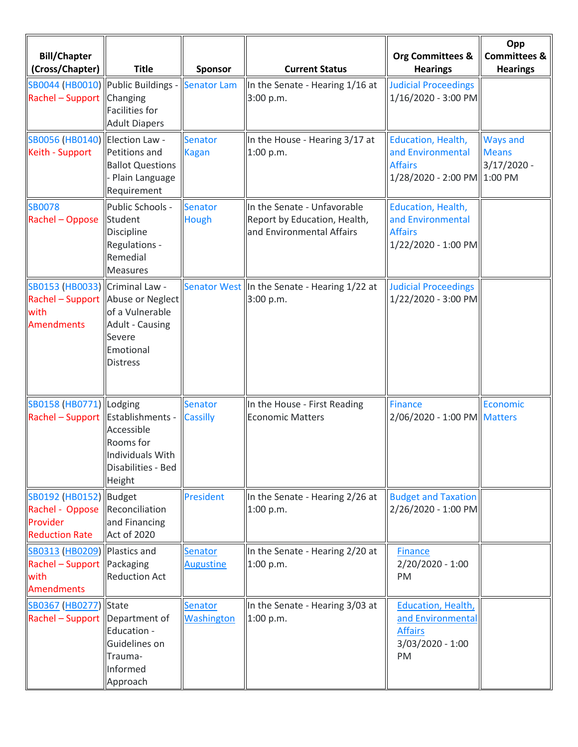| Bill/Chapter (Cross/Chapter) | Title | Sponsor | Current Status | Org Committees & Hearings | Opp Committees & Hearings |
|---|---|---|---|---|---|
| SB0044 (HB0010) Rachel – Support | Public Buildings - Changing Facilities for Adult Diapers | Senator Lam | In the Senate - Hearing 1/16 at 3:00 p.m. | Judicial Proceedings 1/16/2020 - 3:00 PM | |
| SB0056 (HB0140) Keith - Support | Election Law - Petitions and Ballot Questions - Plain Language Requirement | Senator Kagan | In the House - Hearing 3/17 at 1:00 p.m. | Education, Health, and Environmental Affairs 1/28/2020 - 2:00 PM | Ways and Means 3/17/2020 - 1:00 PM |
| SB0078 Rachel – Oppose | Public Schools - Student Discipline Regulations - Remedial Measures | Senator Hough | In the Senate - Unfavorable Report by Education, Health, and Environmental Affairs | Education, Health, and Environmental Affairs 1/22/2020 - 1:00 PM | |
| SB0153 (HB0033) Rachel – Support with Amendments | Criminal Law - Abuse or Neglect of a Vulnerable Adult - Causing Severe Emotional Distress | Senator West | In the Senate - Hearing 1/22 at 3:00 p.m. | Judicial Proceedings 1/22/2020 - 3:00 PM | |
| SB0158 (HB0771) Rachel – Support | Lodging Establishments - Accessible Rooms for Individuals With Disabilities - Bed Height | Senator Cassilly | In the House - First Reading Economic Matters | Finance 2/06/2020 - 1:00 PM | Economic Matters |
| SB0192 (HB0152) Rachel - Oppose Provider Reduction Rate | Budget Reconciliation and Financing Act of 2020 | President | In the Senate - Hearing 2/26 at 1:00 p.m. | Budget and Taxation 2/26/2020 - 1:00 PM | |
| SB0313 (HB0209) Rachel – Support with Amendments | Plastics and Packaging Reduction Act | Senator Augustine | In the Senate - Hearing 2/20 at 1:00 p.m. | Finance 2/20/2020 - 1:00 PM | |
| SB0367 (HB0277) Rachel – Support | State Department of Education - Guidelines on Trauma-Informed Approach | Senator Washington | In the Senate - Hearing 3/03 at 1:00 p.m. | Education, Health, and Environmental Affairs 3/03/2020 - 1:00 PM | |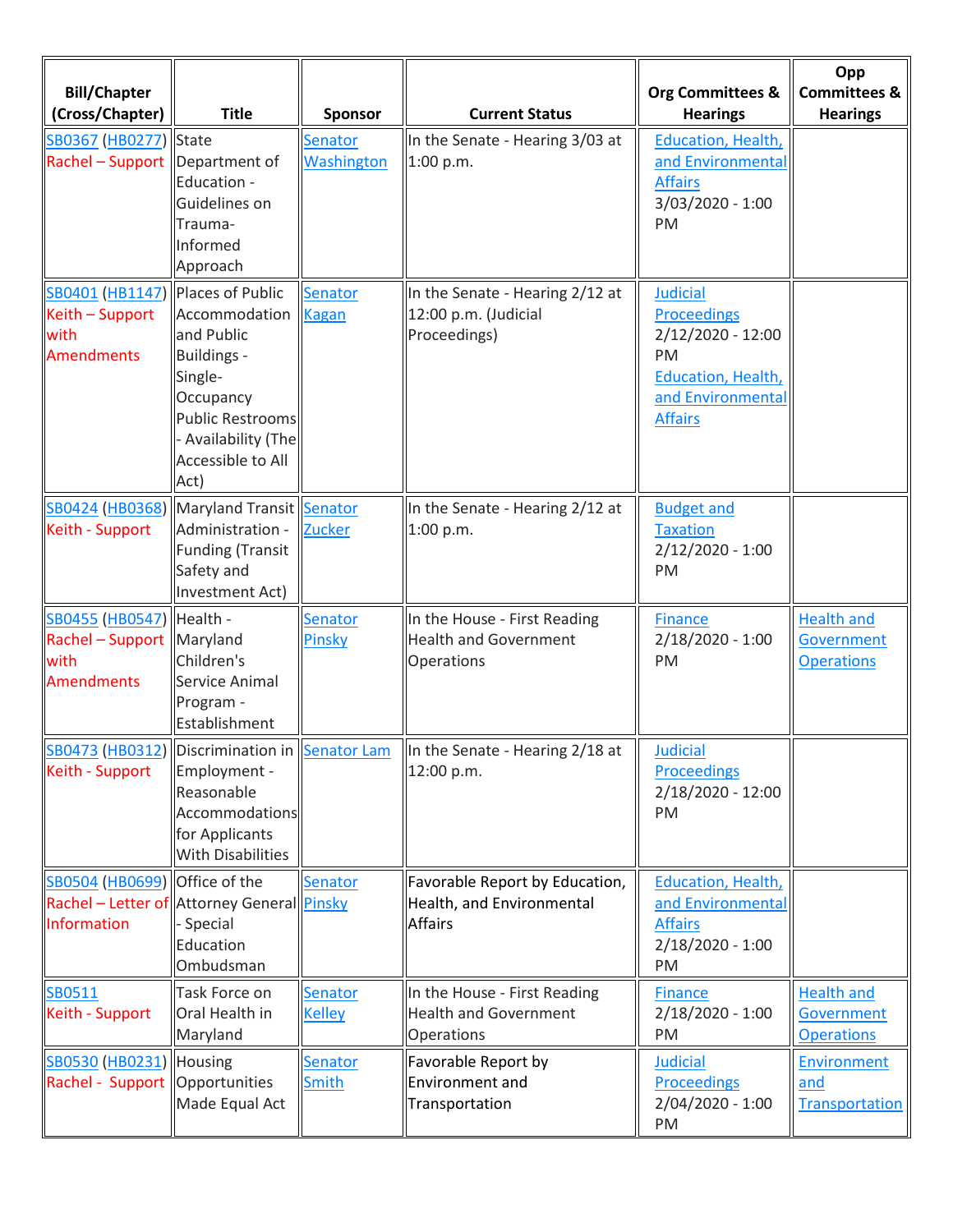| Bill/Chapter (Cross/Chapter) | Title | Sponsor | Current Status | Org Committees & Hearings | Opp Committees & Hearings |
|---|---|---|---|---|---|
| SB0367 (HB0277) Rachel – Support | State Department of Education - Guidelines on Trauma-Informed Approach | Senator Washington | In the Senate - Hearing 3/03 at 1:00 p.m. | Education, Health, and Environmental Affairs 3/03/2020 - 1:00 PM | |
| SB0401 (HB1147) Keith – Support with Amendments | Places of Public Accommodation and Public Buildings - Single-Occupancy Public Restrooms - Availability (The Accessible to All Act) | Senator Kagan | In the Senate - Hearing 2/12 at 12:00 p.m. (Judicial Proceedings) | Judicial Proceedings 2/12/2020 - 12:00 PM Education, Health, and Environmental Affairs | |
| SB0424 (HB0368) Keith - Support | Maryland Transit Administration - Funding (Transit Safety and Investment Act) | Senator Zucker | In the Senate - Hearing 2/12 at 1:00 p.m. | Budget and Taxation 2/12/2020 - 1:00 PM | |
| SB0455 (HB0547) Rachel – Support with Amendments | Health - Maryland Children's Service Animal Program - Establishment | Senator Pinsky | In the House - First Reading Health and Government Operations | Finance 2/18/2020 - 1:00 PM | Health and Government Operations |
| SB0473 (HB0312) Keith - Support | Discrimination in Employment - Reasonable Accommodations for Applicants With Disabilities | Senator Lam | In the Senate - Hearing 2/18 at 12:00 p.m. | Judicial Proceedings 2/18/2020 - 12:00 PM | |
| SB0504 (HB0699) Rachel – Letter of Information | Office of the Attorney General - Special Education Ombudsman | Senator Pinsky | Favorable Report by Education, Health, and Environmental Affairs | Education, Health, and Environmental Affairs 2/18/2020 - 1:00 PM | |
| SB0511 Keith - Support | Task Force on Oral Health in Maryland | Senator Kelley | In the House - First Reading Health and Government Operations | Finance 2/18/2020 - 1:00 PM | Health and Government Operations |
| SB0530 (HB0231) Rachel - Support | Housing Opportunities Made Equal Act | Senator Smith | Favorable Report by Environment and Transportation | Judicial Proceedings 2/04/2020 - 1:00 PM | Environment and Transportation |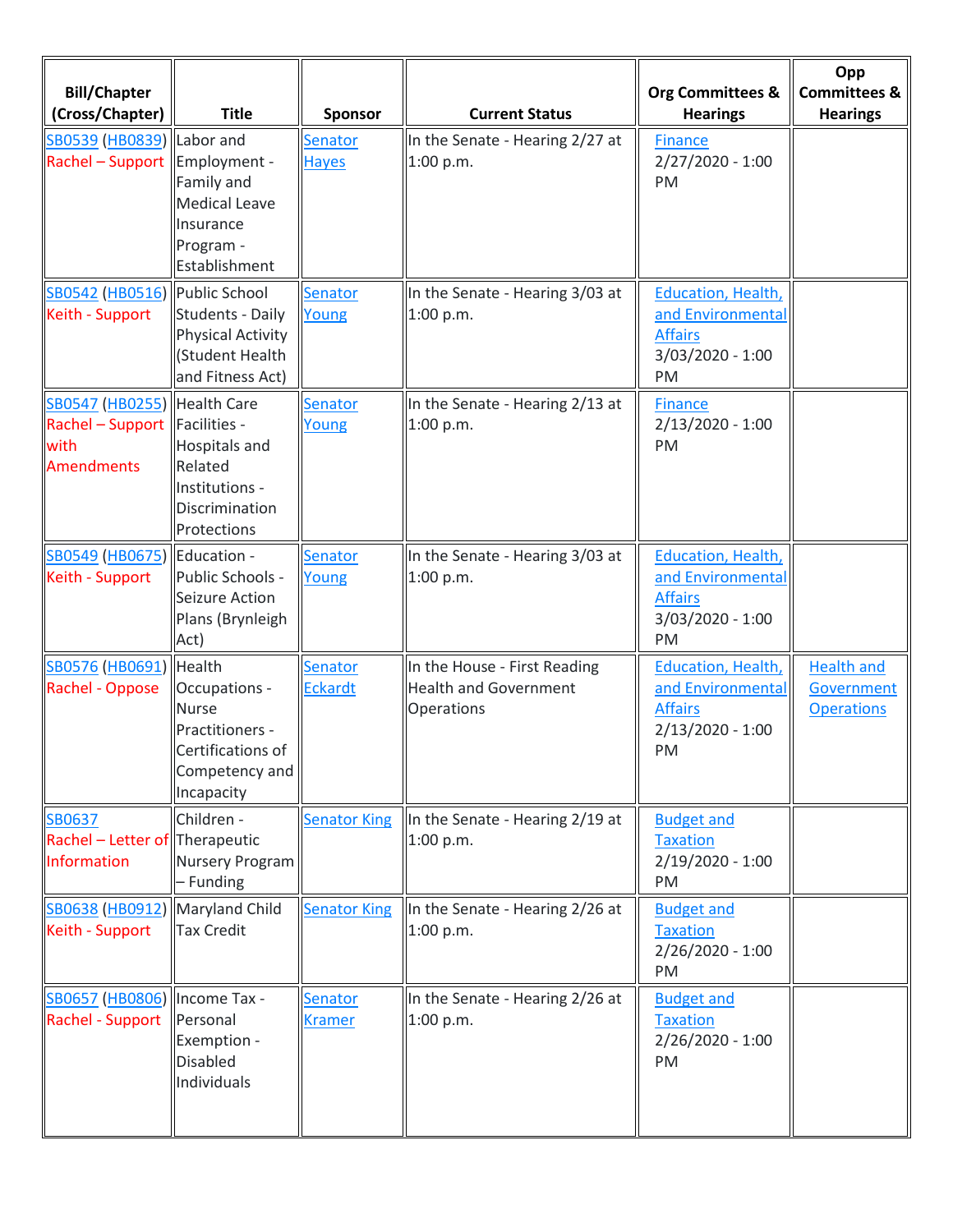| Bill/Chapter (Cross/Chapter) | Title | Sponsor | Current Status | Org Committees & Hearings | Opp Committees & Hearings |
|---|---|---|---|---|---|
| SB0539 (HB0839) Rachel – Support | Labor and Employment - Family and Medical Leave Insurance Program - Establishment | Senator Hayes | In the Senate - Hearing 2/27 at 1:00 p.m. | Finance 2/27/2020 - 1:00 PM | |
| SB0542 (HB0516) Keith - Support | Public School Students - Daily Physical Activity (Student Health and Fitness Act) | Senator Young | In the Senate - Hearing 3/03 at 1:00 p.m. | Education, Health, and Environmental Affairs 3/03/2020 - 1:00 PM | |
| SB0547 (HB0255) Rachel – Support with Amendments | Health Care Facilities - Hospitals and Related Institutions - Discrimination Protections | Senator Young | In the Senate - Hearing 2/13 at 1:00 p.m. | Finance 2/13/2020 - 1:00 PM | |
| SB0549 (HB0675) Keith - Support | Education - Public Schools - Seizure Action Plans (Brynleigh Act) | Senator Young | In the Senate - Hearing 3/03 at 1:00 p.m. | Education, Health, and Environmental Affairs 3/03/2020 - 1:00 PM | |
| SB0576 (HB0691) Rachel - Oppose | Health Occupations - Nurse Practitioners - Certifications of Competency and Incapacity | Senator Eckardt | In the House - First Reading Health and Government Operations | Education, Health, and Environmental Affairs 2/13/2020 - 1:00 PM | Health and Government Operations |
| SB0637 Rachel – Letter of Information | Children - Therapeutic Nursery Program – Funding | Senator King | In the Senate - Hearing 2/19 at 1:00 p.m. | Budget and Taxation 2/19/2020 - 1:00 PM | |
| SB0638 (HB0912) Keith - Support | Maryland Child Tax Credit | Senator King | In the Senate - Hearing 2/26 at 1:00 p.m. | Budget and Taxation 2/26/2020 - 1:00 PM | |
| SB0657 (HB0806) Rachel - Support | Income Tax - Personal Exemption - Disabled Individuals | Senator Kramer | In the Senate - Hearing 2/26 at 1:00 p.m. | Budget and Taxation 2/26/2020 - 1:00 PM | |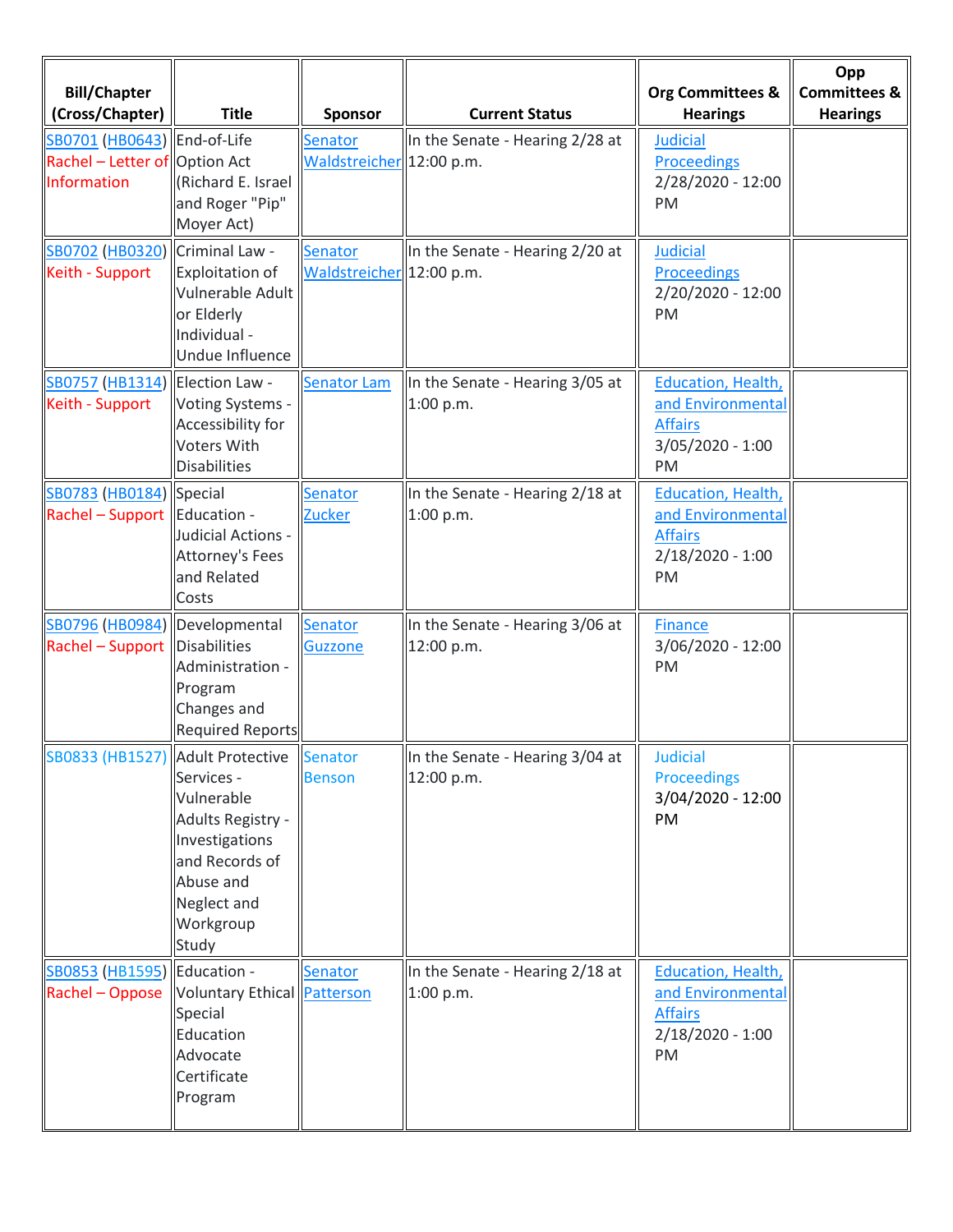| Bill/Chapter (Cross/Chapter) | Title | Sponsor | Current Status | Org Committees & Hearings | Opp Committees & Hearings |
|---|---|---|---|---|---|
| SB0701 (HB0643) Rachel – Letter of Information | End-of-Life Option Act (Richard E. Israel and Roger "Pip" Moyer Act) | Senator Waldstreicher | In the Senate - Hearing 2/28 at 12:00 p.m. | Judicial Proceedings 2/28/2020 - 12:00 PM | |
| SB0702 (HB0320) Keith - Support | Criminal Law - Exploitation of Vulnerable Adult or Elderly Individual - Undue Influence | Senator Waldstreicher | In the Senate - Hearing 2/20 at 12:00 p.m. | Judicial Proceedings 2/20/2020 - 12:00 PM | |
| SB0757 (HB1314) Keith - Support | Election Law - Voting Systems - Accessibility for Voters With Disabilities | Senator Lam | In the Senate - Hearing 3/05 at 1:00 p.m. | Education, Health, and Environmental Affairs 3/05/2020 - 1:00 PM | |
| SB0783 (HB0184) Rachel – Support | Special Education - Judicial Actions - Attorney's Fees and Related Costs | Senator Zucker | In the Senate - Hearing 2/18 at 1:00 p.m. | Education, Health, and Environmental Affairs 2/18/2020 - 1:00 PM | |
| SB0796 (HB0984) Rachel – Support | Developmental Disabilities Administration - Program Changes and Required Reports | Senator Guzzone | In the Senate - Hearing 3/06 at 12:00 p.m. | Finance 3/06/2020 - 12:00 PM | |
| SB0833 (HB1527) | Adult Protective Services - Vulnerable Adults Registry - Investigations and Records of Abuse and Neglect and Workgroup Study | Senator Benson | In the Senate - Hearing 3/04 at 12:00 p.m. | Judicial Proceedings 3/04/2020 - 12:00 PM | |
| SB0853 (HB1595) Rachel – Oppose | Education - Voluntary Ethical Special Education Advocate Certificate Program | Senator Patterson | In the Senate - Hearing 2/18 at 1:00 p.m. | Education, Health, and Environmental Affairs 2/18/2020 - 1:00 PM | |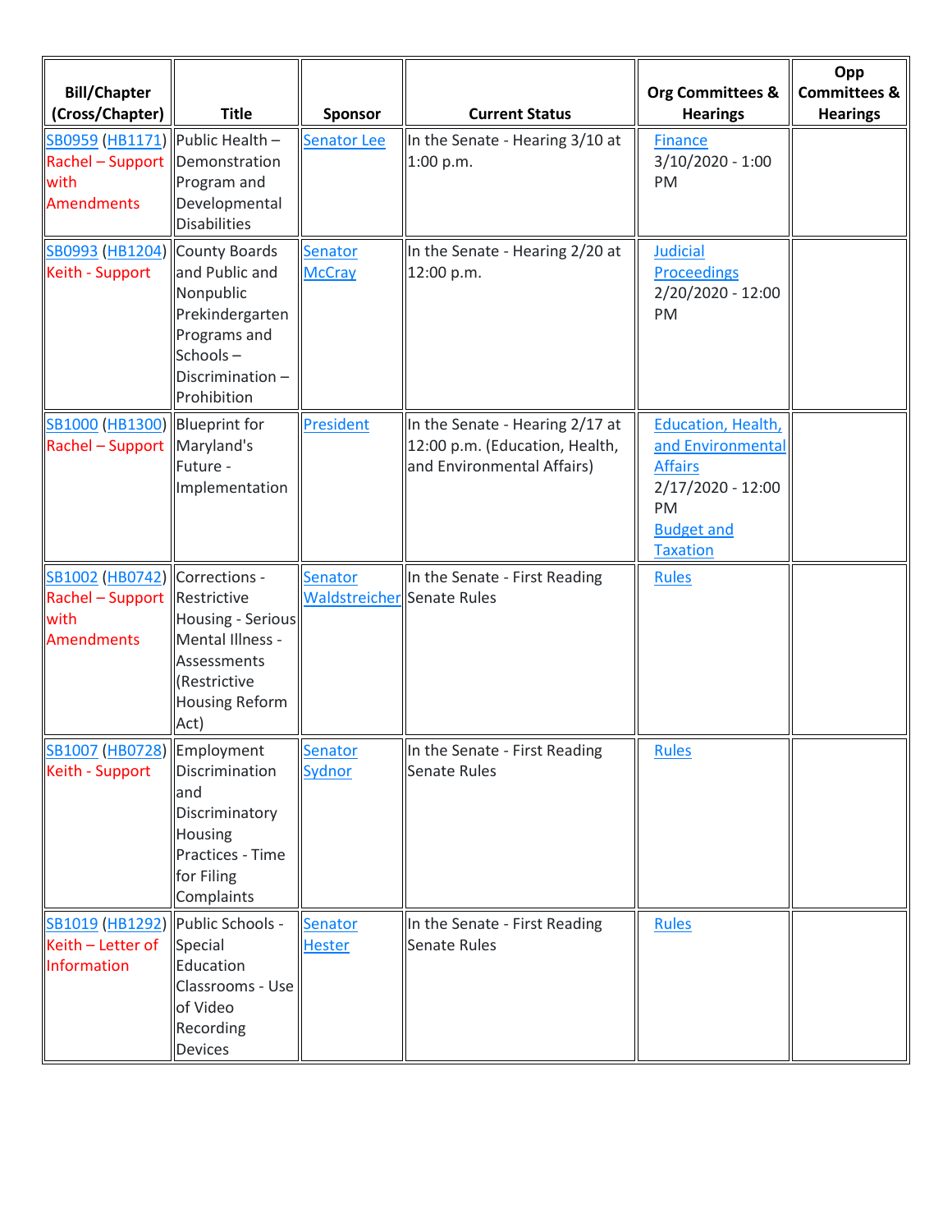| Bill/Chapter (Cross/Chapter) | Title | Sponsor | Current Status | Org Committees & Hearings | Opp Committees & Hearings |
|---|---|---|---|---|---|
| SB0959 (HB1171) Rachel – Support with Amendments | Public Health – Demonstration Program and Developmental Disabilities | Senator Lee | In the Senate - Hearing 3/10 at 1:00 p.m. | Finance 3/10/2020 - 1:00 PM | |
| SB0993 (HB1204) Keith - Support | County Boards and Public and Nonpublic Prekindergarten Programs and Schools – Discrimination – Prohibition | Senator McCray | In the Senate - Hearing 2/20 at 12:00 p.m. | Judicial Proceedings 2/20/2020 - 12:00 PM | |
| SB1000 (HB1300) Rachel – Support | Blueprint for Maryland's Future - Implementation | President | In the Senate - Hearing 2/17 at 12:00 p.m. (Education, Health, and Environmental Affairs) | Education, Health, and Environmental Affairs 2/17/2020 - 12:00 PM Budget and Taxation | |
| SB1002 (HB0742) Rachel – Support with Amendments | Corrections - Restrictive Housing - Serious Mental Illness - Assessments (Restrictive Housing Reform Act) | Senator Waldstreicher | In the Senate - First Reading Senate Rules | Rules | |
| SB1007 (HB0728) Keith - Support | Employment Discrimination and Discriminatory Housing Practices - Time for Filing Complaints | Senator Sydnor | In the Senate - First Reading Senate Rules | Rules | |
| SB1019 (HB1292) Keith – Letter of Information | Public Schools - Special Education Classrooms - Use of Video Recording Devices | Senator Hester | In the Senate - First Reading Senate Rules | Rules | |